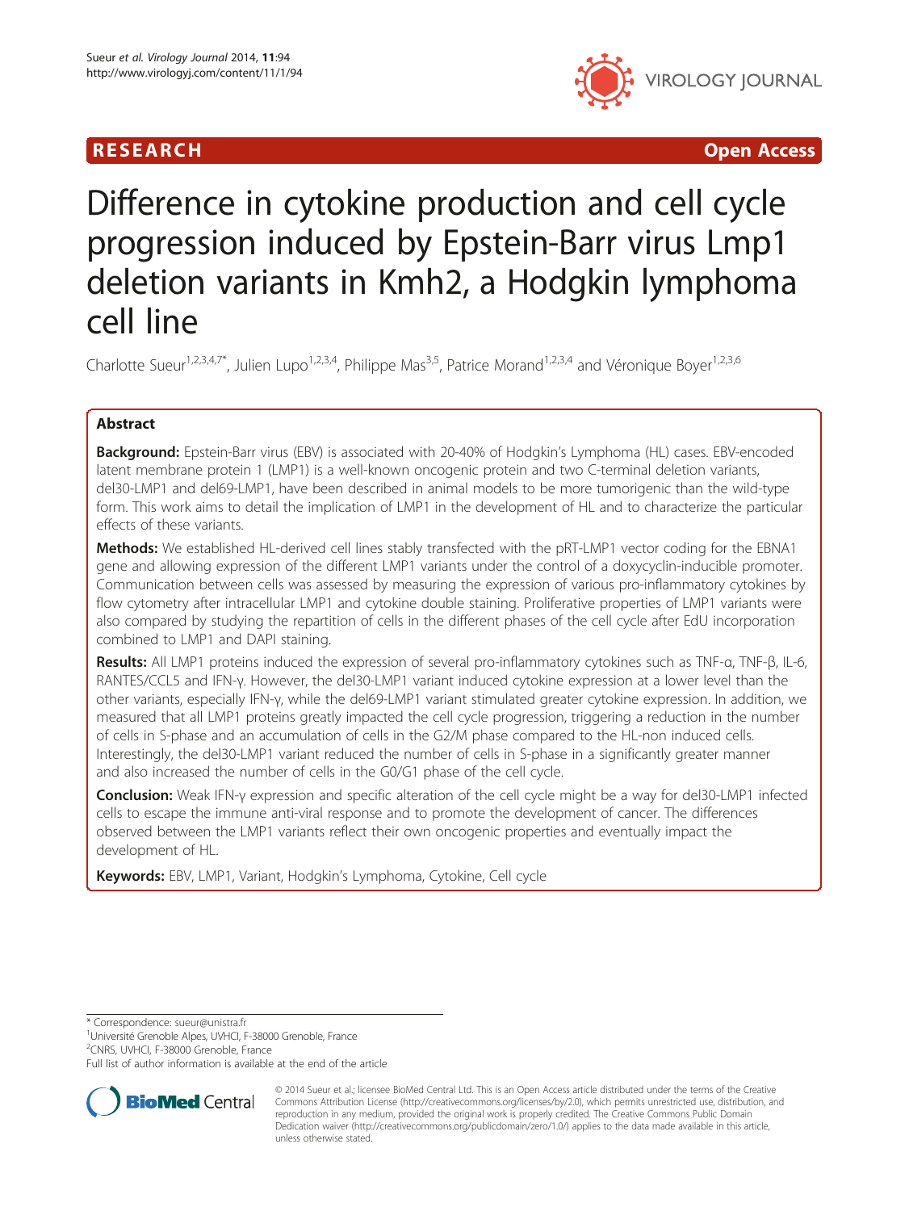RESEARCH Open Access

# Difference in cytokine production and cell cycle progression induced by Epstein-Barr virus Lmp1 deletion variants in Kmh2, a Hodgkin lymphoma cell line

Charlotte Sueur[1,2,3,4,7*], Julien Lupo[1,2,3,4], Philippe Mas[3,5], Patrice Morand[1,2,3,4] and Véronique Boyer[1,2,3,6]

## Abstract

**Background:** Epstein-Barr virus (EBV) is associated with 20-40% of Hodgkin's Lymphoma (HL) cases. EBV-encoded latent membrane protein 1 (LMP1) is a well-known oncogenic protein and two C-terminal deletion variants, del30-LMP1 and del69-LMP1, have been described in animal models to be more tumorigenic than the wild-type form. This work aims to detail the implication of LMP1 in the development of HL and to characterize the particular effects of these variants.

**Methods:** We established HL-derived cell lines stably transfected with the pRT-LMP1 vector coding for the EBNA1 gene and allowing expression of the different LMP1 variants under the control of a doxycyclin-inducible promoter. Communication between cells was assessed by measuring the expression of various pro-inflammatory cytokines by flow cytometry after intracellular LMP1 and cytokine double staining. Proliferative properties of LMP1 variants were also compared by studying the repartition of cells in the different phases of the cell cycle after EdU incorporation combined to LMP1 and DAPI staining.

**Results:** All LMP1 proteins induced the expression of several pro-inflammatory cytokines such as TNF-α, TNF-β, IL-6, RANTES/CCL5 and IFN-γ. However, the del30-LMP1 variant induced cytokine expression at a lower level than the other variants, especially IFN-γ, while the del69-LMP1 variant stimulated greater cytokine expression. In addition, we measured that all LMP1 proteins greatly impacted the cell cycle progression, triggering a reduction in the number of cells in S-phase and an accumulation of cells in the G2/M phase compared to the HL-non induced cells. Interestingly, the del30-LMP1 variant reduced the number of cells in S-phase in a significantly greater manner and also increased the number of cells in the G0/G1 phase of the cell cycle.

**Conclusion:** Weak IFN-γ expression and specific alteration of the cell cycle might be a way for del30-LMP1 infected cells to escape the immune anti-viral response and to promote the development of cancer. The differences observed between the LMP1 variants reflect their own oncogenic properties and eventually impact the development of HL.

**Keywords:** EBV, LMP1, Variant, Hodgkin's Lymphoma, Cytokine, Cell cycle

\* Correspondence: sueur@unistra.fr
[1]Université Grenoble Alpes, UVHCI, F-38000 Grenoble, France
[2]CNRS, UVHCI, F-38000 Grenoble, France
Full list of author information is available at the end of the article

© 2014 Sueur et al.; licensee BioMed Central Ltd. This is an Open Access article distributed under the terms of the Creative Commons Attribution License (http://creativecommons.org/licenses/by/2.0), which permits unrestricted use, distribution, and reproduction in any medium, provided the original work is properly credited. The Creative Commons Public Domain Dedication waiver (http://creativecommons.org/publicdomain/zero/1.0/) applies to the data made available in this article, unless otherwise stated.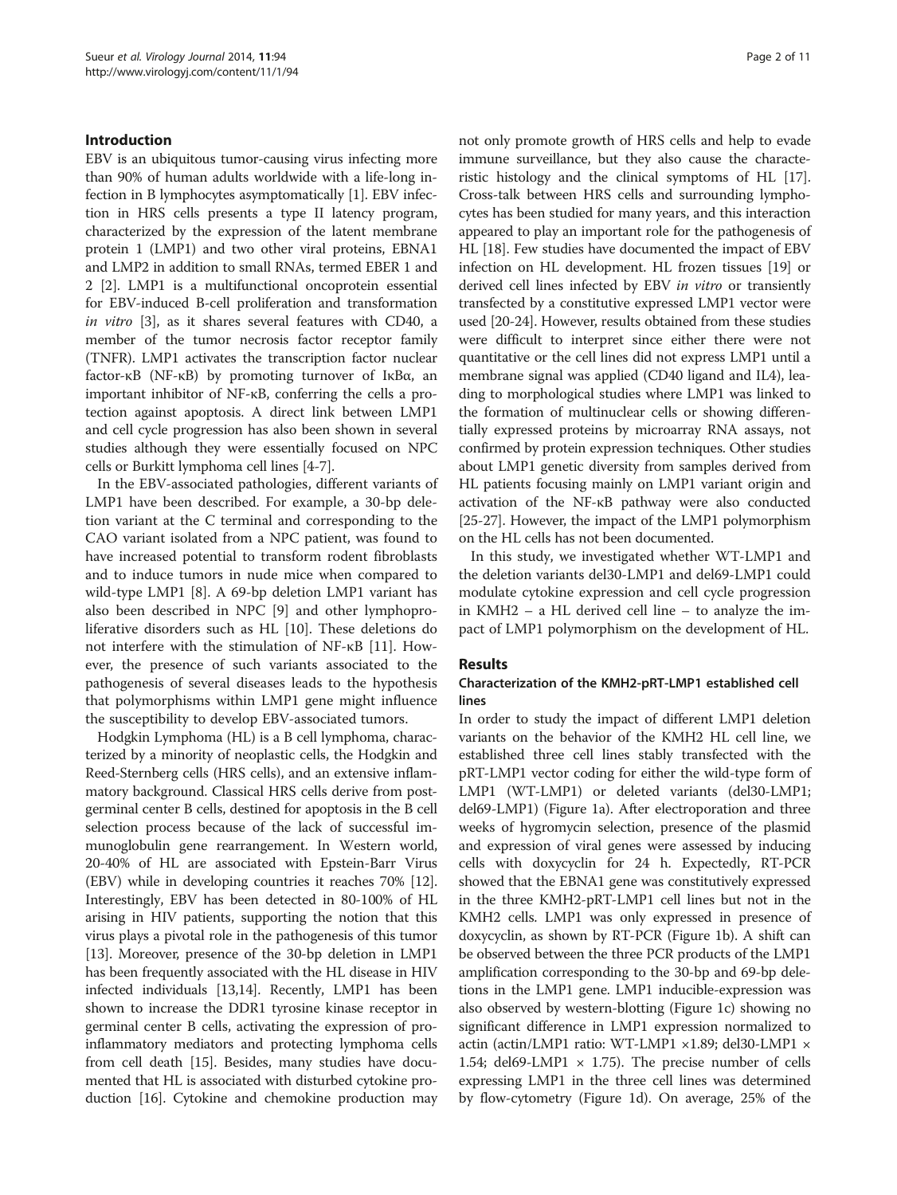## Introduction

EBV is an ubiquitous tumor-causing virus infecting more than 90% of human adults worldwide with a life-long infection in B lymphocytes asymptomatically [1]. EBV infection in HRS cells presents a type II latency program, characterized by the expression of the latent membrane protein 1 (LMP1) and two other viral proteins, EBNA1 and LMP2 in addition to small RNAs, termed EBER 1 and 2 [2]. LMP1 is a multifunctional oncoprotein essential for EBV-induced B-cell proliferation and transformation *in vitro* [3], as it shares several features with CD40, a member of the tumor necrosis factor receptor family (TNFR). LMP1 activates the transcription factor nuclear factor-κB (NF-κB) by promoting turnover of IκBα, an important inhibitor of NF-κB, conferring the cells a protection against apoptosis. A direct link between LMP1 and cell cycle progression has also been shown in several studies although they were essentially focused on NPC cells or Burkitt lymphoma cell lines [4-7].

In the EBV-associated pathologies, different variants of LMP1 have been described. For example, a 30-bp deletion variant at the C terminal and corresponding to the CAO variant isolated from a NPC patient, was found to have increased potential to transform rodent fibroblasts and to induce tumors in nude mice when compared to wild-type LMP1 [8]. A 69-bp deletion LMP1 variant has also been described in NPC [9] and other lymphoproliferative disorders such as HL [10]. These deletions do not interfere with the stimulation of NF-κB [11]. However, the presence of such variants associated to the pathogenesis of several diseases leads to the hypothesis that polymorphisms within LMP1 gene might influence the susceptibility to develop EBV-associated tumors.

Hodgkin Lymphoma (HL) is a B cell lymphoma, characterized by a minority of neoplastic cells, the Hodgkin and Reed-Sternberg cells (HRS cells), and an extensive inflammatory background. Classical HRS cells derive from post-germinal center B cells, destined for apoptosis in the B cell selection process because of the lack of successful immunoglobulin gene rearrangement. In Western world, 20-40% of HL are associated with Epstein-Barr Virus (EBV) while in developing countries it reaches 70% [12]. Interestingly, EBV has been detected in 80-100% of HL arising in HIV patients, supporting the notion that this virus plays a pivotal role in the pathogenesis of this tumor [13]. Moreover, presence of the 30-bp deletion in LMP1 has been frequently associated with the HL disease in HIV infected individuals [13,14]. Recently, LMP1 has been shown to increase the DDR1 tyrosine kinase receptor in germinal center B cells, activating the expression of pro-inflammatory mediators and protecting lymphoma cells from cell death [15]. Besides, many studies have documented that HL is associated with disturbed cytokine production [16]. Cytokine and chemokine production may not only promote growth of HRS cells and help to evade immune surveillance, but they also cause the characteristic histology and the clinical symptoms of HL [17]. Cross-talk between HRS cells and surrounding lymphocytes has been studied for many years, and this interaction appeared to play an important role for the pathogenesis of HL [18]. Few studies have documented the impact of EBV infection on HL development. HL frozen tissues [19] or derived cell lines infected by EBV *in vitro* or transiently transfected by a constitutive expressed LMP1 vector were used [20-24]. However, results obtained from these studies were difficult to interpret since either there were not quantitative or the cell lines did not express LMP1 until a membrane signal was applied (CD40 ligand and IL4), leading to morphological studies where LMP1 was linked to the formation of multinuclear cells or showing differentially expressed proteins by microarray RNA assays, not confirmed by protein expression techniques. Other studies about LMP1 genetic diversity from samples derived from HL patients focusing mainly on LMP1 variant origin and activation of the NF-κB pathway were also conducted [25-27]. However, the impact of the LMP1 polymorphism on the HL cells has not been documented.

In this study, we investigated whether WT-LMP1 and the deletion variants del30-LMP1 and del69-LMP1 could modulate cytokine expression and cell cycle progression in KMH2 – a HL derived cell line – to analyze the impact of LMP1 polymorphism on the development of HL.

## Results

### Characterization of the KMH2-pRT-LMP1 established cell lines

In order to study the impact of different LMP1 deletion variants on the behavior of the KMH2 HL cell line, we established three cell lines stably transfected with the pRT-LMP1 vector coding for either the wild-type form of LMP1 (WT-LMP1) or deleted variants (del30-LMP1; del69-LMP1) (Figure 1a). After electroporation and three weeks of hygromycin selection, presence of the plasmid and expression of viral genes were assessed by inducing cells with doxycyclin for 24 h. Expectedly, RT-PCR showed that the EBNA1 gene was constitutively expressed in the three KMH2-pRT-LMP1 cell lines but not in the KMH2 cells. LMP1 was only expressed in presence of doxycyclin, as shown by RT-PCR (Figure 1b). A shift can be observed between the three PCR products of the LMP1 amplification corresponding to the 30-bp and 69-bp deletions in the LMP1 gene. LMP1 inducible-expression was also observed by western-blotting (Figure 1c) showing no significant difference in LMP1 expression normalized to actin (actin/LMP1 ratio: WT-LMP1 ×1.89; del30-LMP1 × 1.54; del69-LMP1 × 1.75). The precise number of cells expressing LMP1 in the three cell lines was determined by flow-cytometry (Figure 1d). On average, 25% of the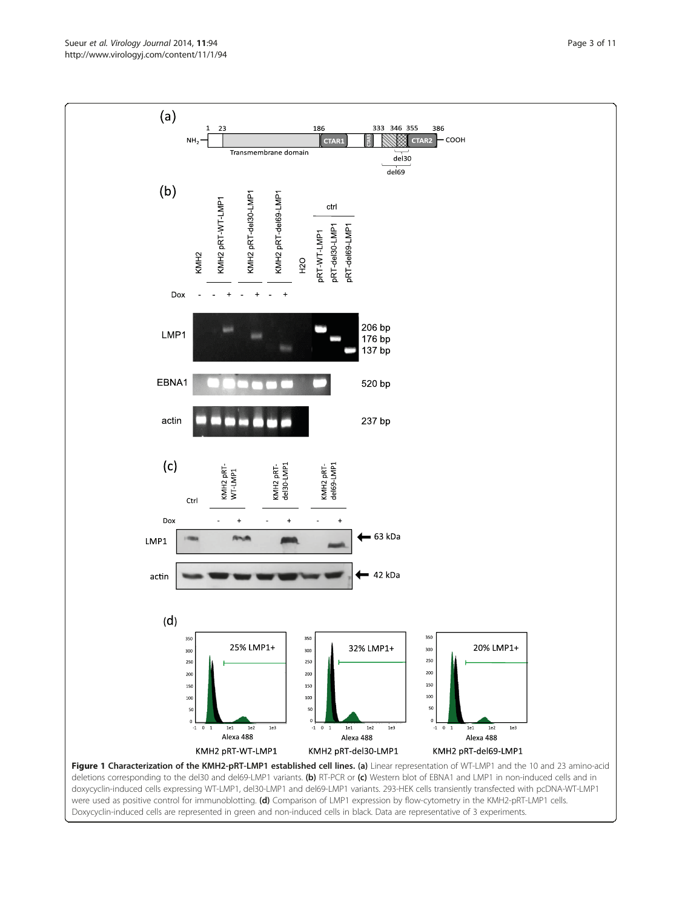**Figure 1 Characterization of the KMH2-pRT-LMP1 established cell lines. (a)** Linear representation of WT-LMP1 and the 10 and 23 amino-acid deletions corresponding to the del30 and del69-LMP1 variants. **(b)** RT-PCR or **(c)** Western blot of EBNA1 and LMP1 in non-induced cells and in doxycyclin-induced cells expressing WT-LMP1, del30-LMP1 and del69-LMP1 variants. 293-HEK cells transiently transfected with pcDNA-WT-LMP1 were used as positive control for immunoblotting. **(d)** Comparison of LMP1 expression by flow-cytometry in the KMH2-pRT-LMP1 cells. Doxycyclin-induced cells are represented in green and non-induced cells in black. Data are representative of 3 experiments.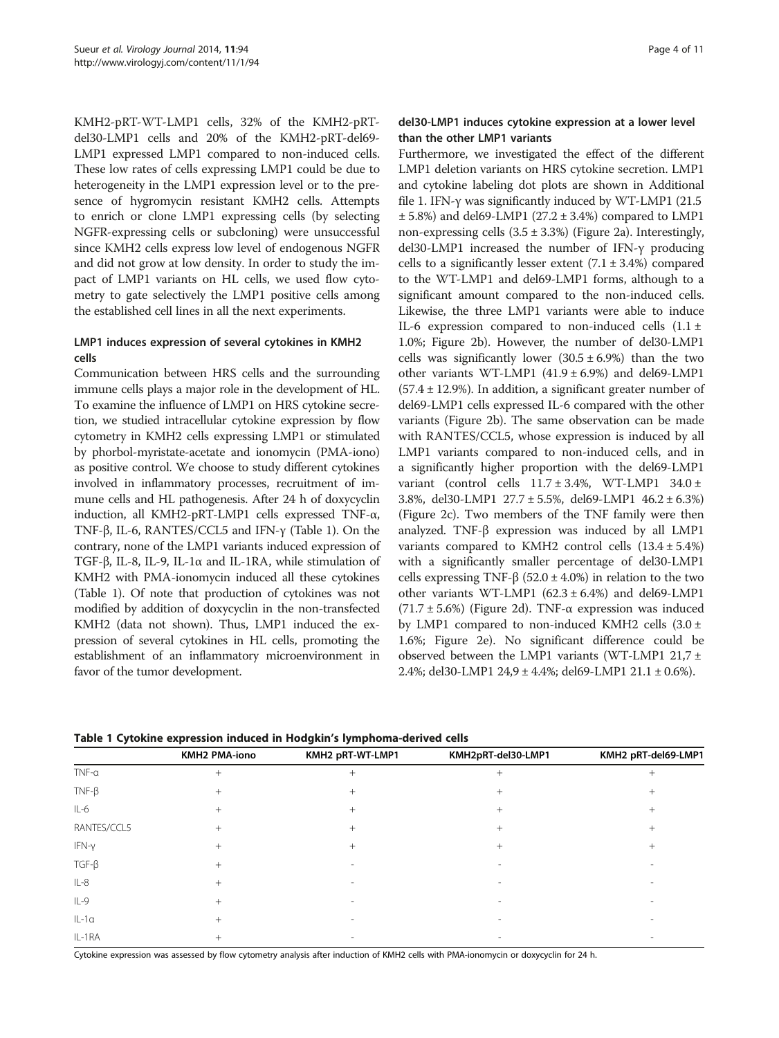KMH2-pRT-WT-LMP1 cells, 32% of the KMH2-pRT-del30-LMP1 cells and 20% of the KMH2-pRT-del69-LMP1 expressed LMP1 compared to non-induced cells. These low rates of cells expressing LMP1 could be due to heterogeneity in the LMP1 expression level or to the presence of hygromycin resistant KMH2 cells. Attempts to enrich or clone LMP1 expressing cells (by selecting NGFR-expressing cells or subcloning) were unsuccessful since KMH2 cells express low level of endogenous NGFR and did not grow at low density. In order to study the impact of LMP1 variants on HL cells, we used flow cytometry to gate selectively the LMP1 positive cells among the established cell lines in all the next experiments.

### LMP1 induces expression of several cytokines in KMH2 cells

Communication between HRS cells and the surrounding immune cells plays a major role in the development of HL. To examine the influence of LMP1 on HRS cytokine secretion, we studied intracellular cytokine expression by flow cytometry in KMH2 cells expressing LMP1 or stimulated by phorbol-myristate-acetate and ionomycin (PMA-iono) as positive control. We choose to study different cytokines involved in inflammatory processes, recruitment of immune cells and HL pathogenesis. After 24 h of doxycyclin induction, all KMH2-pRT-LMP1 cells expressed TNF-α, TNF-β, IL-6, RANTES/CCL5 and IFN-γ (Table 1). On the contrary, none of the LMP1 variants induced expression of TGF-β, IL-8, IL-9, IL-1α and IL-1RA, while stimulation of KMH2 with PMA-ionomycin induced all these cytokines (Table 1). Of note that production of cytokines was not modified by addition of doxycyclin in the non-transfected KMH2 (data not shown). Thus, LMP1 induced the expression of several cytokines in HL cells, promoting the establishment of an inflammatory microenvironment in favor of the tumor development.

### del30-LMP1 induces cytokine expression at a lower level than the other LMP1 variants

Furthermore, we investigated the effect of the different LMP1 deletion variants on HRS cytokine secretion. LMP1 and cytokine labeling dot plots are shown in Additional file 1. IFN-γ was significantly induced by WT-LMP1 (21.5 ± 5.8%) and del69-LMP1 (27.2 ± 3.4%) compared to LMP1 non-expressing cells (3.5 ± 3.3%) (Figure 2a). Interestingly, del30-LMP1 increased the number of IFN-γ producing cells to a significantly lesser extent (7.1 ± 3.4%) compared to the WT-LMP1 and del69-LMP1 forms, although to a significant amount compared to the non-induced cells. Likewise, the three LMP1 variants were able to induce IL-6 expression compared to non-induced cells (1.1 ± 1.0%; Figure 2b). However, the number of del30-LMP1 cells was significantly lower (30.5 ± 6.9%) than the two other variants WT-LMP1 (41.9 ± 6.9%) and del69-LMP1 (57.4 ± 12.9%). In addition, a significant greater number of del69-LMP1 cells expressed IL-6 compared with the other variants (Figure 2b). The same observation can be made with RANTES/CCL5, whose expression is induced by all LMP1 variants compared to non-induced cells, and in a significantly higher proportion with the del69-LMP1 variant (control cells 11.7 ± 3.4%, WT-LMP1 34.0 ± 3.8%, del30-LMP1 27.7 ± 5.5%, del69-LMP1 46.2 ± 6.3%) (Figure 2c). Two members of the TNF family were then analyzed. TNF-β expression was induced by all LMP1 variants compared to KMH2 control cells (13.4 ± 5.4%) with a significantly smaller percentage of del30-LMP1 cells expressing TNF-β (52.0 ± 4.0%) in relation to the two other variants WT-LMP1 (62.3 ± 6.4%) and del69-LMP1 (71.7 ± 5.6%) (Figure 2d). TNF-α expression was induced by LMP1 compared to non-induced KMH2 cells (3.0 ± 1.6%; Figure 2e). No significant difference could be observed between the LMP1 variants (WT-LMP1 21,7 ± 2.4%; del30-LMP1 24,9 ± 4.4%; del69-LMP1 21.1 ± 0.6%).

**Table 1 Cytokine expression induced in Hodgkin's lymphoma-derived cells**

| | KMH2 PMA-iono | KMH2 pRT-WT-LMP1 | KMH2pRT-del30-LMP1 | KMH2 pRT-del69-LMP1 |
|---|---|---|---|---|
| TNF-α | + | + | + | + |
| TNF-β | + | + | + | + |
| IL-6 | + | + | + | + |
| RANTES/CCL5 | + | + | + | + |
| IFN-γ | + | + | + | + |
| TGF-β | + | - | - | - |
| IL-8 | + | - | - | - |
| IL-9 | + | - | - | - |
| IL-1α | + | - | - | - |
| IL-1RA | + | - | - | - |

Cytokine expression was assessed by flow cytometry analysis after induction of KMH2 cells with PMA-ionomycin or doxycyclin for 24 h.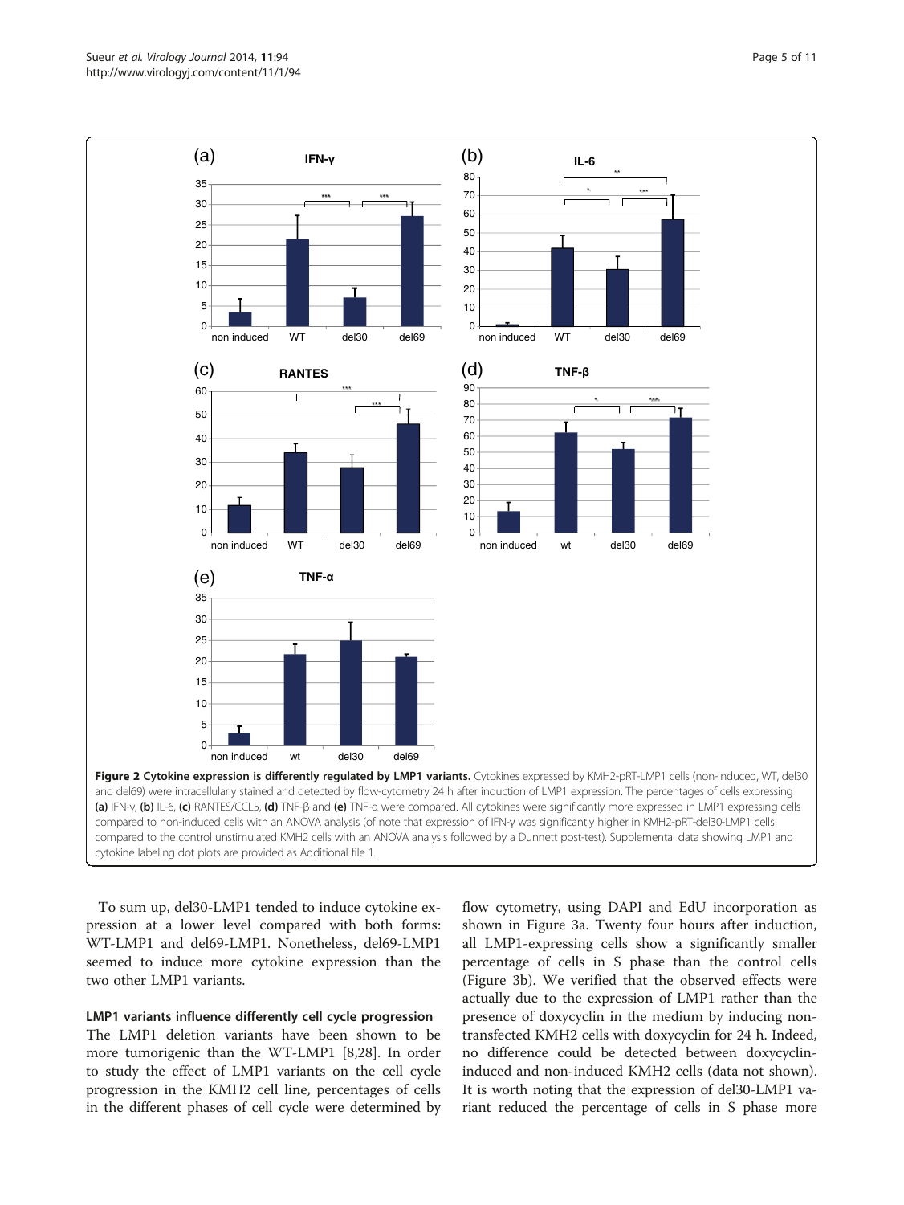**Figure 2 Cytokine expression is differently regulated by LMP1 variants.** Cytokines expressed by KMH2-pRT-LMP1 cells (non-induced, WT, del30 and del69) were intracellularly stained and detected by flow-cytometry 24 h after induction of LMP1 expression. The percentages of cells expressing **(a)** IFN-γ, **(b)** IL-6, **(c)** RANTES/CCL5, **(d)** TNF-β and **(e)** TNF-α were compared. All cytokines were significantly more expressed in LMP1 expressing cells compared to non-induced cells with an ANOVA analysis (of note that expression of IFN-γ was significantly higher in KMH2-pRT-del30-LMP1 cells compared to the control unstimulated KMH2 cells with an ANOVA analysis followed by a Dunnett post-test). Supplemental data showing LMP1 and cytokine labeling dot plots are provided as Additional file 1.

To sum up, del30-LMP1 tended to induce cytokine expression at a lower level compared with both forms: WT-LMP1 and del69-LMP1. Nonetheless, del69-LMP1 seemed to induce more cytokine expression than the two other LMP1 variants.

### LMP1 variants influence differently cell cycle progression

The LMP1 deletion variants have been shown to be more tumorigenic than the WT-LMP1 [8,28]. In order to study the effect of LMP1 variants on the cell cycle progression in the KMH2 cell line, percentages of cells in the different phases of cell cycle were determined by flow cytometry, using DAPI and EdU incorporation as shown in Figure 3a. Twenty four hours after induction, all LMP1-expressing cells show a significantly smaller percentage of cells in S phase than the control cells (Figure 3b). We verified that the observed effects were actually due to the expression of LMP1 rather than the presence of doxycyclin in the medium by inducing non-transfected KMH2 cells with doxycyclin for 24 h. Indeed, no difference could be detected between doxycyclin-induced and non-induced KMH2 cells (data not shown). It is worth noting that the expression of del30-LMP1 variant reduced the percentage of cells in S phase more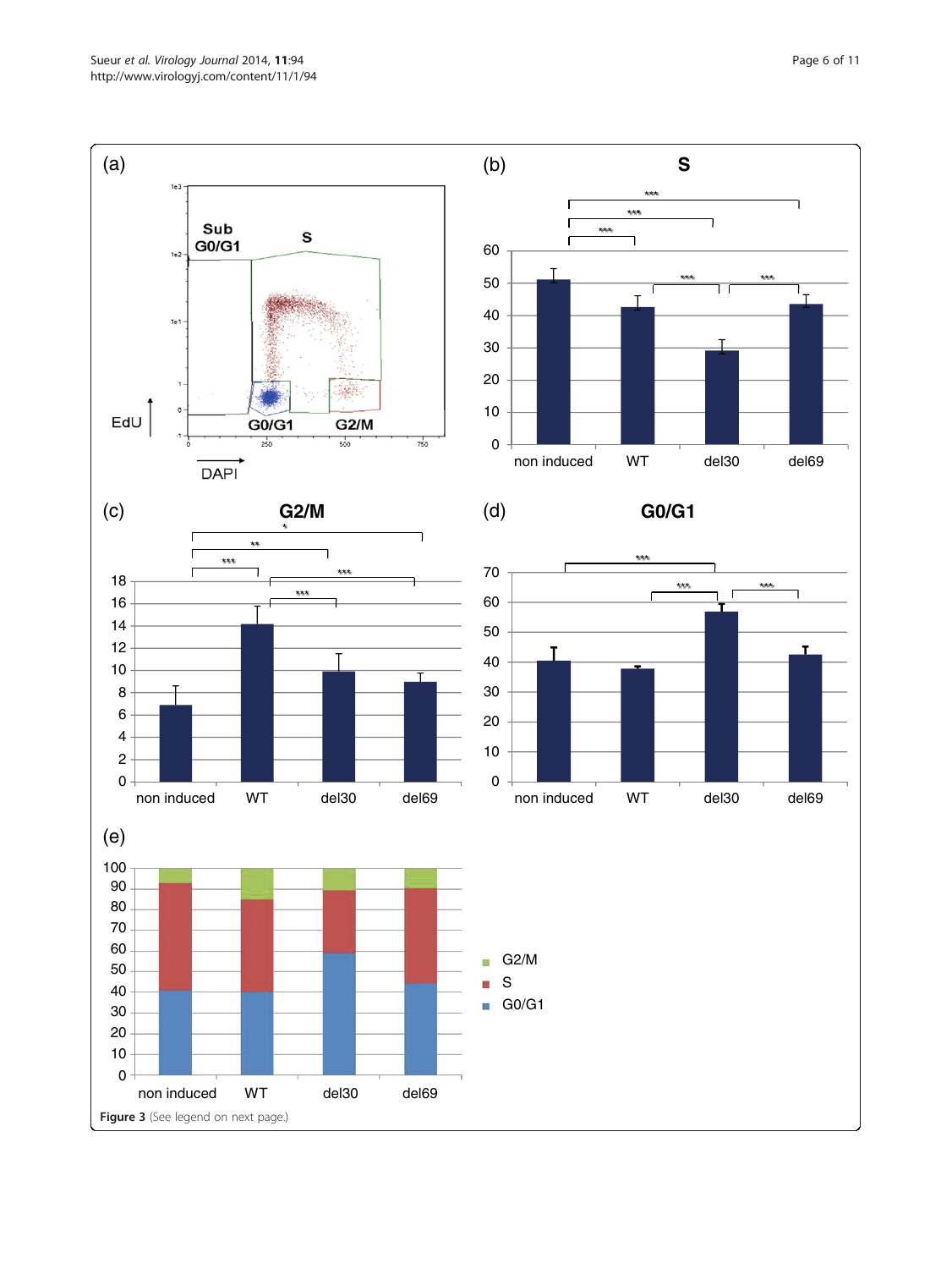Figure 3 (See legend on next page.)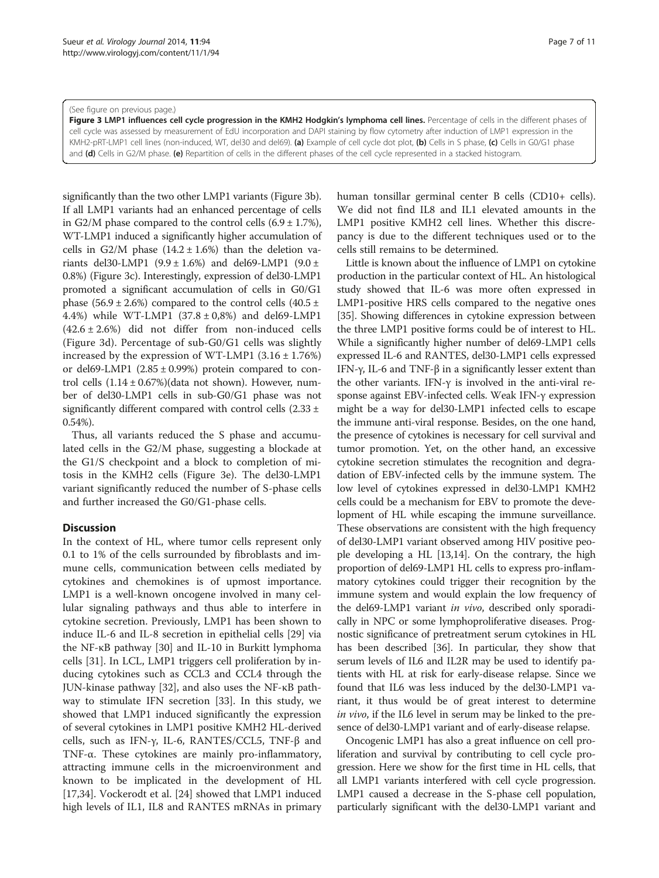(See figure on previous page.)

**Figure 3 LMP1 influences cell cycle progression in the KMH2 Hodgkin's lymphoma cell lines.** Percentage of cells in the different phases of cell cycle was assessed by measurement of EdU incorporation and DAPI staining by flow cytometry after induction of LMP1 expression in the KMH2-pRT-LMP1 cell lines (non-induced, WT, del30 and del69). **(a)** Example of cell cycle dot plot, **(b)** Cells in S phase, **(c)** Cells in G0/G1 phase and **(d)** Cells in G2/M phase. **(e)** Repartition of cells in the different phases of the cell cycle represented in a stacked histogram.

significantly than the two other LMP1 variants (Figure 3b). If all LMP1 variants had an enhanced percentage of cells in G2/M phase compared to the control cells (6.9 ± 1.7%), WT-LMP1 induced a significantly higher accumulation of cells in G2/M phase (14.2 ± 1.6%) than the deletion variants del30-LMP1 (9.9 ± 1.6%) and del69-LMP1 (9.0 ± 0.8%) (Figure 3c). Interestingly, expression of del30-LMP1 promoted a significant accumulation of cells in G0/G1 phase (56.9 ± 2.6%) compared to the control cells (40.5 ± 4.4%) while WT-LMP1 (37.8 ± 0,8%) and del69-LMP1 (42.6 ± 2.6%) did not differ from non-induced cells (Figure 3d). Percentage of sub-G0/G1 cells was slightly increased by the expression of WT-LMP1 (3.16 ± 1.76%) or del69-LMP1 (2.85 ± 0.99%) protein compared to control cells (1.14 ± 0.67%)(data not shown). However, number of del30-LMP1 cells in sub-G0/G1 phase was not significantly different compared with control cells (2.33 ± 0.54%).

Thus, all variants reduced the S phase and accumulated cells in the G2/M phase, suggesting a blockade at the G1/S checkpoint and a block to completion of mitosis in the KMH2 cells (Figure 3e). The del30-LMP1 variant significantly reduced the number of S-phase cells and further increased the G0/G1-phase cells.

## Discussion

In the context of HL, where tumor cells represent only 0.1 to 1% of the cells surrounded by fibroblasts and immune cells, communication between cells mediated by cytokines and chemokines is of upmost importance. LMP1 is a well-known oncogene involved in many cellular signaling pathways and thus able to interfere in cytokine secretion. Previously, LMP1 has been shown to induce IL-6 and IL-8 secretion in epithelial cells [29] via the NF-κB pathway [30] and IL-10 in Burkitt lymphoma cells [31]. In LCL, LMP1 triggers cell proliferation by inducing cytokines such as CCL3 and CCL4 through the JUN-kinase pathway [32], and also uses the NF-κB pathway to stimulate IFN secretion [33]. In this study, we showed that LMP1 induced significantly the expression of several cytokines in LMP1 positive KMH2 HL-derived cells, such as IFN-γ, IL-6, RANTES/CCL5, TNF-β and TNF-α. These cytokines are mainly pro-inflammatory, attracting immune cells in the microenvironment and known to be implicated in the development of HL [17,34]. Vockerodt et al. [24] showed that LMP1 induced high levels of IL1, IL8 and RANTES mRNAs in primary human tonsillar germinal center B cells (CD10+ cells). We did not find IL8 and IL1 elevated amounts in the LMP1 positive KMH2 cell lines. Whether this discrepancy is due to the different techniques used or to the cells still remains to be determined.

Little is known about the influence of LMP1 on cytokine production in the particular context of HL. An histological study showed that IL-6 was more often expressed in LMP1-positive HRS cells compared to the negative ones [35]. Showing differences in cytokine expression between the three LMP1 positive forms could be of interest to HL. While a significantly higher number of del69-LMP1 cells expressed IL-6 and RANTES, del30-LMP1 cells expressed IFN-γ, IL-6 and TNF-β in a significantly lesser extent than the other variants. IFN-γ is involved in the anti-viral response against EBV-infected cells. Weak IFN-γ expression might be a way for del30-LMP1 infected cells to escape the immune anti-viral response. Besides, on the one hand, the presence of cytokines is necessary for cell survival and tumor promotion. Yet, on the other hand, an excessive cytokine secretion stimulates the recognition and degradation of EBV-infected cells by the immune system. The low level of cytokines expressed in del30-LMP1 KMH2 cells could be a mechanism for EBV to promote the development of HL while escaping the immune surveillance. These observations are consistent with the high frequency of del30-LMP1 variant observed among HIV positive people developing a HL [13,14]. On the contrary, the high proportion of del69-LMP1 HL cells to express pro-inflammatory cytokines could trigger their recognition by the immune system and would explain the low frequency of the del69-LMP1 variant *in vivo*, described only sporadically in NPC or some lymphoproliferative diseases. Prognostic significance of pretreatment serum cytokines in HL has been described [36]. In particular, they show that serum levels of IL6 and IL2R may be used to identify patients with HL at risk for early-disease relapse. Since we found that IL6 was less induced by the del30-LMP1 variant, it thus would be of great interest to determine *in vivo*, if the IL6 level in serum may be linked to the presence of del30-LMP1 variant and of early-disease relapse.

Oncogenic LMP1 has also a great influence on cell proliferation and survival by contributing to cell cycle progression. Here we show for the first time in HL cells, that all LMP1 variants interfered with cell cycle progression. LMP1 caused a decrease in the S-phase cell population, particularly significant with the del30-LMP1 variant and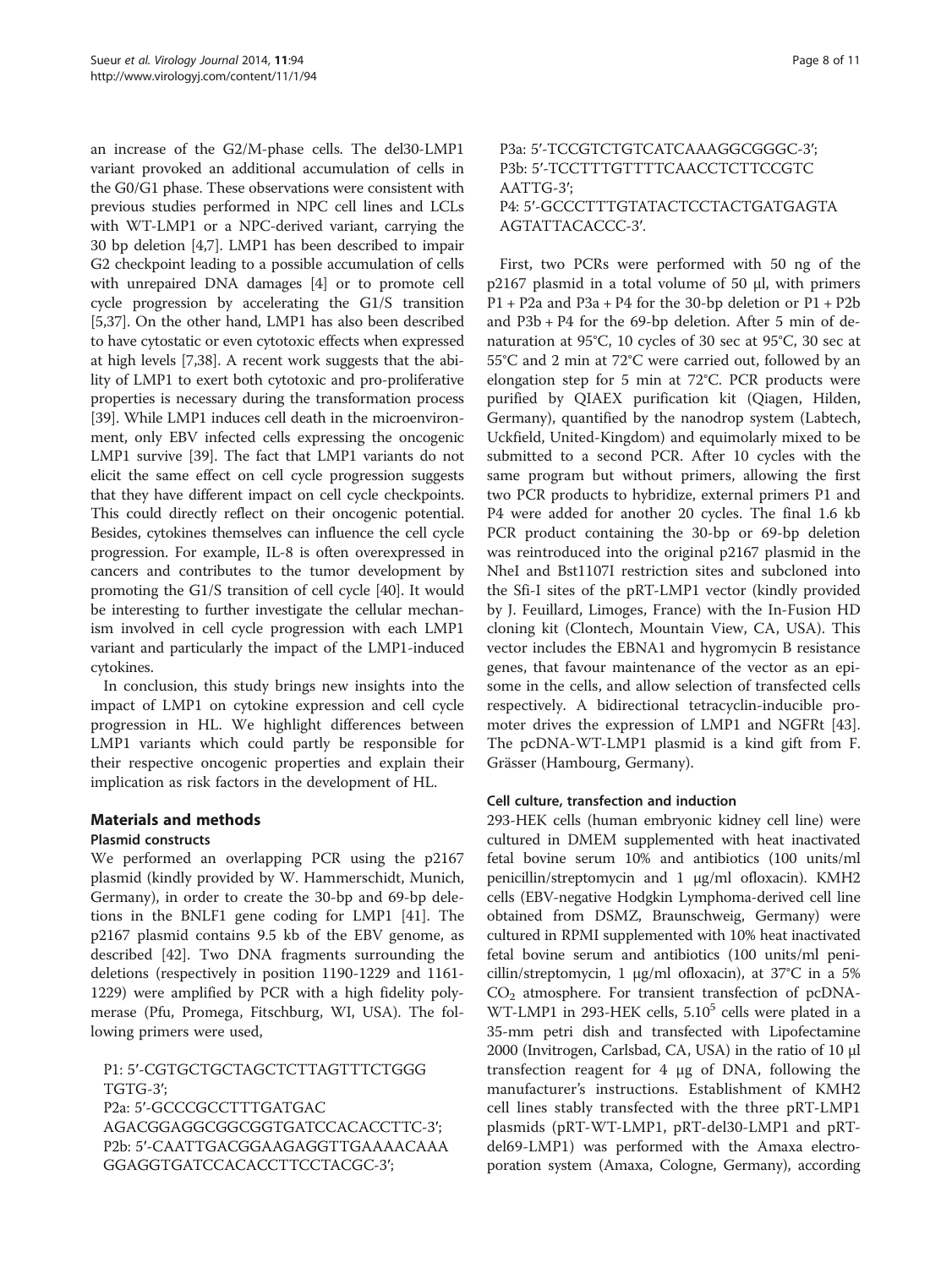an increase of the G2/M-phase cells. The del30-LMP1 variant provoked an additional accumulation of cells in the G0/G1 phase. These observations were consistent with previous studies performed in NPC cell lines and LCLs with WT-LMP1 or a NPC-derived variant, carrying the 30 bp deletion [4,7]. LMP1 has been described to impair G2 checkpoint leading to a possible accumulation of cells with unrepaired DNA damages [4] or to promote cell cycle progression by accelerating the G1/S transition [5,37]. On the other hand, LMP1 has also been described to have cytostatic or even cytotoxic effects when expressed at high levels [7,38]. A recent work suggests that the ability of LMP1 to exert both cytotoxic and pro-proliferative properties is necessary during the transformation process [39]. While LMP1 induces cell death in the microenvironment, only EBV infected cells expressing the oncogenic LMP1 survive [39]. The fact that LMP1 variants do not elicit the same effect on cell cycle progression suggests that they have different impact on cell cycle checkpoints. This could directly reflect on their oncogenic potential. Besides, cytokines themselves can influence the cell cycle progression. For example, IL-8 is often overexpressed in cancers and contributes to the tumor development by promoting the G1/S transition of cell cycle [40]. It would be interesting to further investigate the cellular mechanism involved in cell cycle progression with each LMP1 variant and particularly the impact of the LMP1-induced cytokines.

In conclusion, this study brings new insights into the impact of LMP1 on cytokine expression and cell cycle progression in HL. We highlight differences between LMP1 variants which could partly be responsible for their respective oncogenic properties and explain their implication as risk factors in the development of HL.

## Materials and methods

### Plasmid constructs

We performed an overlapping PCR using the p2167 plasmid (kindly provided by W. Hammerschidt, Munich, Germany), in order to create the 30-bp and 69-bp deletions in the BNLF1 gene coding for LMP1 [41]. The p2167 plasmid contains 9.5 kb of the EBV genome, as described [42]. Two DNA fragments surrounding the deletions (respectively in position 1190-1229 and 1161-1229) were amplified by PCR with a high fidelity polymerase (Pfu, Promega, Fitschburg, WI, USA). The following primers were used,

P1: 5′-CGTGCTGCTAGCTCTTAGTTTCTGGGTGTG-3′;
P2a: 5′-GCCCGCCTTTGATGACAGACGGAGGCGGCGGTGATCCACACCTTC-3′;
P2b: 5′-CAATTGACGGAAGAGGTTGAAAACAAAGGAGGTGATCCACACCTTCCTACGC-3′;
P3a: 5′-TCCGTCTGTCATCAAAGGCGGGC-3′;
P3b: 5′-TCCTTTGTTTTCAACCTCTTCCGTCAATTG-3′;
P4: 5′-GCCCTTTGTATACTCCTACTGATGAGTAAGTATTACACCC-3′.

First, two PCRs were performed with 50 ng of the p2167 plasmid in a total volume of 50 μl, with primers P1 + P2a and P3a + P4 for the 30-bp deletion or P1 + P2b and P3b + P4 for the 69-bp deletion. After 5 min of denaturation at 95°C, 10 cycles of 30 sec at 95°C, 30 sec at 55°C and 2 min at 72°C were carried out, followed by an elongation step for 5 min at 72°C. PCR products were purified by QIAEX purification kit (Qiagen, Hilden, Germany), quantified by the nanodrop system (Labtech, Uckfield, United-Kingdom) and equimolarly mixed to be submitted to a second PCR. After 10 cycles with the same program but without primers, allowing the first two PCR products to hybridize, external primers P1 and P4 were added for another 20 cycles. The final 1.6 kb PCR product containing the 30-bp or 69-bp deletion was reintroduced into the original p2167 plasmid in the NheI and Bst1107I restriction sites and subcloned into the Sfi-I sites of the pRT-LMP1 vector (kindly provided by J. Feuillard, Limoges, France) with the In-Fusion HD cloning kit (Clontech, Mountain View, CA, USA). This vector includes the EBNA1 and hygromycin B resistance genes, that favour maintenance of the vector as an episome in the cells, and allow selection of transfected cells respectively. A bidirectional tetracyclin-inducible promoter drives the expression of LMP1 and NGFRt [43]. The pcDNA-WT-LMP1 plasmid is a kind gift from F. Grässer (Hambourg, Germany).

### Cell culture, transfection and induction

293-HEK cells (human embryonic kidney cell line) were cultured in DMEM supplemented with heat inactivated fetal bovine serum 10% and antibiotics (100 units/ml penicillin/streptomycin and 1 μg/ml ofloxacin). KMH2 cells (EBV-negative Hodgkin Lymphoma-derived cell line obtained from DSMZ, Braunschweig, Germany) were cultured in RPMI supplemented with 10% heat inactivated fetal bovine serum and antibiotics (100 units/ml penicillin/streptomycin, 1 μg/ml ofloxacin), at 37°C in a 5% $CO_2$ atmosphere. For transient transfection of pcDNA-WT-LMP1 in 293-HEK cells, $5.10^5$ cells were plated in a 35-mm petri dish and transfected with Lipofectamine 2000 (Invitrogen, Carlsbad, CA, USA) in the ratio of 10 μl transfection reagent for 4 μg of DNA, following the manufacturer's instructions. Establishment of KMH2 cell lines stably transfected with the three pRT-LMP1 plasmids (pRT-WT-LMP1, pRT-del30-LMP1 and pRT-del69-LMP1) was performed with the Amaxa electroporation system (Amaxa, Cologne, Germany), according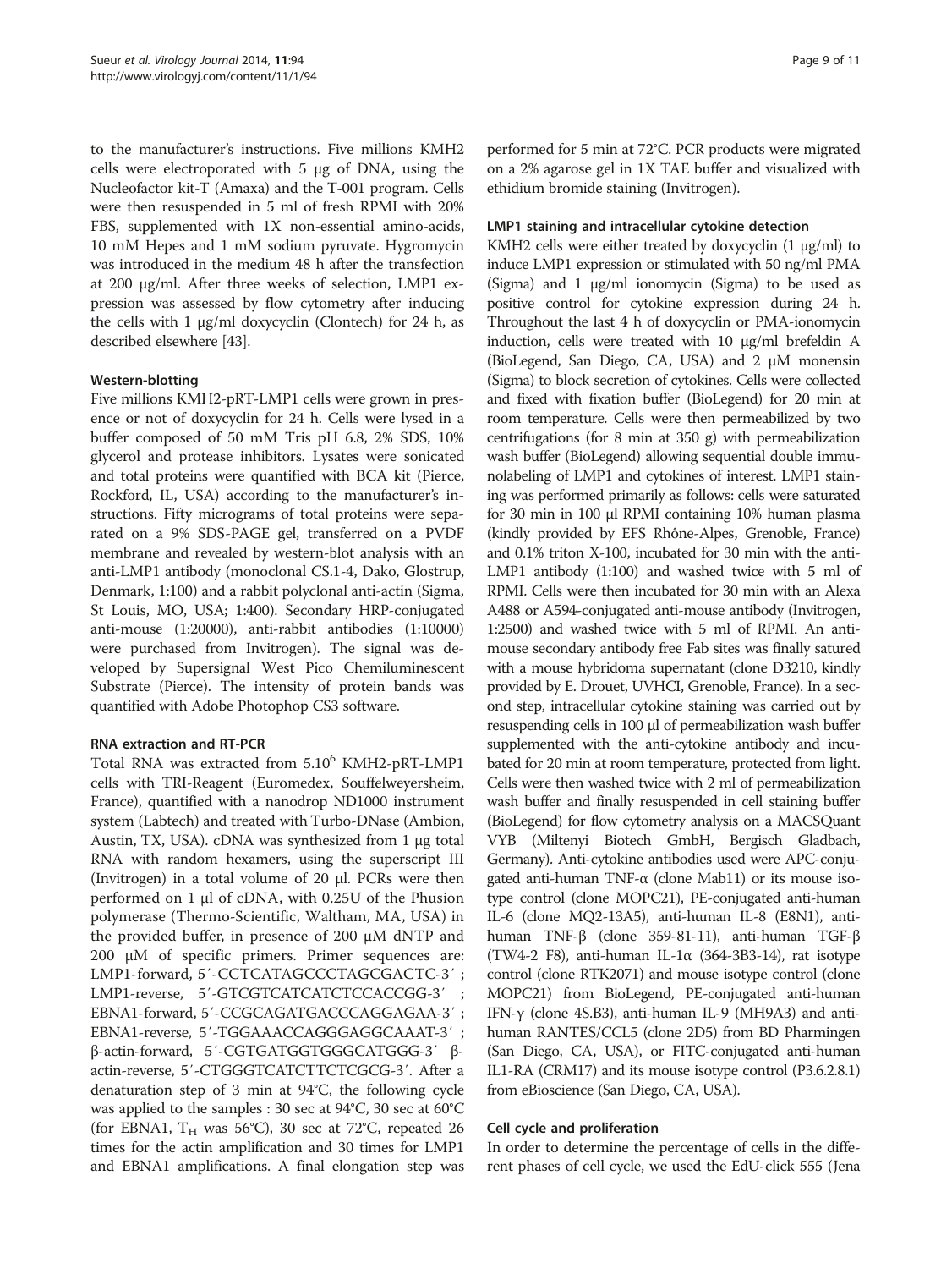to the manufacturer's instructions. Five millions KMH2 cells were electroporated with 5 μg of DNA, using the Nucleofactor kit-T (Amaxa) and the T-001 program. Cells were then resuspended in 5 ml of fresh RPMI with 20% FBS, supplemented with 1X non-essential amino-acids, 10 mM Hepes and 1 mM sodium pyruvate. Hygromycin was introduced in the medium 48 h after the transfection at 200 μg/ml. After three weeks of selection, LMP1 expression was assessed by flow cytometry after inducing the cells with 1 μg/ml doxycyclin (Clontech) for 24 h, as described elsewhere [43].

#### Western-blotting

Five millions KMH2-pRT-LMP1 cells were grown in presence or not of doxycyclin for 24 h. Cells were lysed in a buffer composed of 50 mM Tris pH 6.8, 2% SDS, 10% glycerol and protease inhibitors. Lysates were sonicated and total proteins were quantified with BCA kit (Pierce, Rockford, IL, USA) according to the manufacturer's instructions. Fifty micrograms of total proteins were separated on a 9% SDS-PAGE gel, transferred on a PVDF membrane and revealed by western-blot analysis with an anti-LMP1 antibody (monoclonal CS.1-4, Dako, Glostrup, Denmark, 1:100) and a rabbit polyclonal anti-actin (Sigma, St Louis, MO, USA; 1:400). Secondary HRP-conjugated anti-mouse (1:20000), anti-rabbit antibodies (1:10000) were purchased from Invitrogen). The signal was developed by Supersignal West Pico Chemiluminescent Substrate (Pierce). The intensity of protein bands was quantified with Adobe Photophop CS3 software.

#### RNA extraction and RT-PCR

Total RNA was extracted from $5.10^6$ KMH2-pRT-LMP1 cells with TRI-Reagent (Euromedex, Souffelweyersheim, France), quantified with a nanodrop ND1000 instrument system (Labtech) and treated with Turbo-DNase (Ambion, Austin, TX, USA). cDNA was synthesized from 1 μg total RNA with random hexamers, using the superscript III (Invitrogen) in a total volume of 20 μl. PCRs were then performed on 1 μl of cDNA, with 0.25U of the Phusion polymerase (Thermo-Scientific, Waltham, MA, USA) in the provided buffer, in presence of 200 μM dNTP and 200 μM of specific primers. Primer sequences are: LMP1-forward, 5′-CCTCATAGCCCTAGCGACTC-3′ ; LMP1-reverse, 5′-GTCGTCATCATCTCCACCGG-3′ ; EBNA1-forward, 5′-CCGCAGATGACCCAGGAGAA-3′ ; EBNA1-reverse, 5′-TGGAAACCAGGGAGGCAAAT-3′ ; β-actin-forward, 5′-CGTGATGGTGGGCATGGG-3′ β-actin-reverse, 5′-CTGGGTCATCTTCTCGCG-3′. After a denaturation step of 3 min at 94°C, the following cycle was applied to the samples : 30 sec at 94°C, 30 sec at 60°C (for EBNA1, $T_H$ was 56°C), 30 sec at 72°C, repeated 26 times for the actin amplification and 30 times for LMP1 and EBNA1 amplifications. A final elongation step was performed for 5 min at 72°C. PCR products were migrated on a 2% agarose gel in 1X TAE buffer and visualized with ethidium bromide staining (Invitrogen).

#### LMP1 staining and intracellular cytokine detection

KMH2 cells were either treated by doxycyclin (1 μg/ml) to induce LMP1 expression or stimulated with 50 ng/ml PMA (Sigma) and 1 μg/ml ionomycin (Sigma) to be used as positive control for cytokine expression during 24 h. Throughout the last 4 h of doxycyclin or PMA-ionomycin induction, cells were treated with 10 μg/ml brefeldin A (BioLegend, San Diego, CA, USA) and 2 μM monensin (Sigma) to block secretion of cytokines. Cells were collected and fixed with fixation buffer (BioLegend) for 20 min at room temperature. Cells were then permeabilized by two centrifugations (for 8 min at 350 g) with permeabilization wash buffer (BioLegend) allowing sequential double immunolabeling of LMP1 and cytokines of interest. LMP1 staining was performed primarily as follows: cells were saturated for 30 min in 100 μl RPMI containing 10% human plasma (kindly provided by EFS Rhône-Alpes, Grenoble, France) and 0.1% triton X-100, incubated for 30 min with the anti-LMP1 antibody (1:100) and washed twice with 5 ml of RPMI. Cells were then incubated for 30 min with an Alexa A488 or A594-conjugated anti-mouse antibody (Invitrogen, 1:2500) and washed twice with 5 ml of RPMI. An anti-mouse secondary antibody free Fab sites was finally satured with a mouse hybridoma supernatant (clone D3210, kindly provided by E. Drouet, UVHCI, Grenoble, France). In a second step, intracellular cytokine staining was carried out by resuspending cells in 100 μl of permeabilization wash buffer supplemented with the anti-cytokine antibody and incubated for 20 min at room temperature, protected from light. Cells were then washed twice with 2 ml of permeabilization wash buffer and finally resuspended in cell staining buffer (BioLegend) for flow cytometry analysis on a MACSQuant VYB (Miltenyi Biotech GmbH, Bergisch Gladbach, Germany). Anti-cytokine antibodies used were APC-conjugated anti-human TNF-α (clone Mab11) or its mouse isotype control (clone MOPC21), PE-conjugated anti-human IL-6 (clone MQ2-13A5), anti-human IL-8 (E8N1), anti-human TNF-β (clone 359-81-11), anti-human TGF-β (TW4-2 F8), anti-human IL-1α (364-3B3-14), rat isotype control (clone RTK2071) and mouse isotype control (clone MOPC21) from BioLegend, PE-conjugated anti-human IFN-γ (clone 4S.B3), anti-human IL-9 (MH9A3) and anti-human RANTES/CCL5 (clone 2D5) from BD Pharmingen (San Diego, CA, USA), or FITC-conjugated anti-human IL1-RA (CRM17) and its mouse isotype control (P3.6.2.8.1) from eBioscience (San Diego, CA, USA).

#### Cell cycle and proliferation

In order to determine the percentage of cells in the different phases of cell cycle, we used the EdU-click 555 (Jena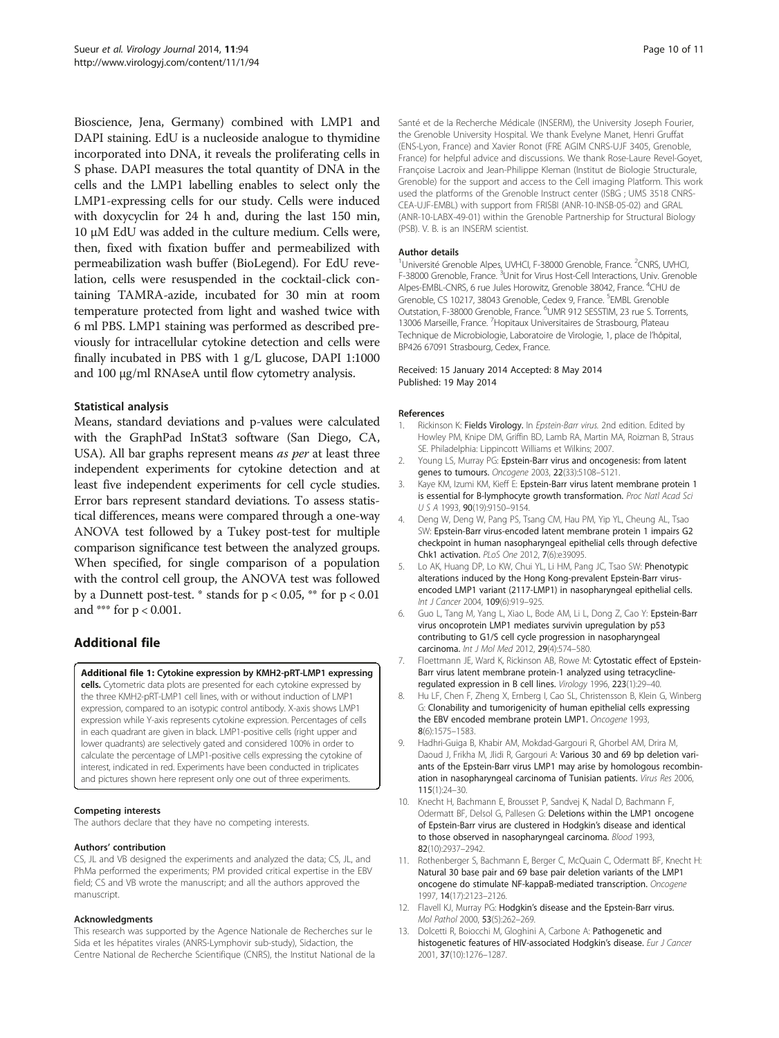Bioscience, Jena, Germany) combined with LMP1 and DAPI staining. EdU is a nucleoside analogue to thymidine incorporated into DNA, it reveals the proliferating cells in S phase. DAPI measures the total quantity of DNA in the cells and the LMP1 labelling enables to select only the LMP1-expressing cells for our study. Cells were induced with doxycyclin for 24 h and, during the last 150 min, 10 μM EdU was added in the culture medium. Cells were, then, fixed with fixation buffer and permeabilized with permeabilization wash buffer (BioLegend). For EdU revelation, cells were resuspended in the cocktail-click containing TAMRA-azide, incubated for 30 min at room temperature protected from light and washed twice with 6 ml PBS. LMP1 staining was performed as described previously for intracellular cytokine detection and cells were finally incubated in PBS with 1 g/L glucose, DAPI 1:1000 and 100 μg/ml RNAseA until flow cytometry analysis.

### Statistical analysis

Means, standard deviations and p-values were calculated with the GraphPad InStat3 software (San Diego, CA, USA). All bar graphs represent means *as per* at least three independent experiments for cytokine detection and at least five independent experiments for cell cycle studies. Error bars represent standard deviations. To assess statistical differences, means were compared through a one-way ANOVA test followed by a Tukey post-test for multiple comparison significance test between the analyzed groups. When specified, for single comparison of a population with the control cell group, the ANOVA test was followed by a Dunnett post-test. * stands for $p < 0.05$, ** for $p < 0.01$ and *** for $p < 0.001$.

## Additional file

**Additional file 1: Cytokine expression by KMH2-pRT-LMP1 expressing cells.** Cytometric data plots are presented for each cytokine expressed by the three KMH2-pRT-LMP1 cell lines, with or without induction of LMP1 expression, compared to an isotypic control antibody. X-axis shows LMP1 expression while Y-axis represents cytokine expression. Percentages of cells in each quadrant are given in black. LMP1-positive cells (right upper and lower quadrants) are selectively gated and considered 100% in order to calculate the percentage of LMP1-positive cells expressing the cytokine of interest, indicated in red. Experiments have been conducted in triplicates and pictures shown here represent only one out of three experiments.

#### Competing interests

The authors declare that they have no competing interests.

#### Authors' contribution

CS, JL and VB designed the experiments and analyzed the data; CS, JL, and PhMa performed the experiments; PM provided critical expertise in the EBV field; CS and VB wrote the manuscript; and all the authors approved the manuscript.

#### Acknowledgments

This research was supported by the Agence Nationale de Recherches sur le Sida et les hépatites virales (ANRS-Lymphovir sub-study), Sidaction, the Centre National de Recherche Scientifique (CNRS), the Institut National de la Santé et de la Recherche Médicale (INSERM), the University Joseph Fourier, the Grenoble University Hospital. We thank Evelyne Manet, Henri Gruffat (ENS-Lyon, France) and Xavier Ronot (FRE AGIM CNRS-UJF 3405, Grenoble, France) for helpful advice and discussions. We thank Rose-Laure Revel-Goyet, Françoise Lacroix and Jean-Philippe Kleman (Institut de Biologie Structurale, Grenoble) for the support and access to the Cell imaging Platform. This work used the platforms of the Grenoble Instruct center (ISBG ; UMS 3518 CNRS-CEA-UJF-EMBL) with support from FRISBI (ANR-10-INSB-05-02) and GRAL (ANR-10-LABX-49-01) within the Grenoble Partnership for Structural Biology (PSB). V. B. is an INSERM scientist.

#### Author details

[1]Université Grenoble Alpes, UVHCI, F-38000 Grenoble, France. [2]CNRS, UVHCI, F-38000 Grenoble, France. [3]Unit for Virus Host-Cell Interactions, Univ. Grenoble Alpes-EMBL-CNRS, 6 rue Jules Horowitz, Grenoble 38042, France. [4]CHU de Grenoble, CS 10217, 38043 Grenoble, Cedex 9, France. [5]EMBL Grenoble Outstation, F-38000 Grenoble, France. [6]UMR 912 SESSTIM, 23 rue S. Torrents, 13006 Marseille, France. [7]Hopitaux Universitaires de Strasbourg, Plateau Technique de Microbiologie, Laboratoire de Virologie, 1, place de l'hôpital, BP426 67091 Strasbourg, Cedex, France.

Received: 15 January 2014 Accepted: 8 May 2014
Published: 19 May 2014

#### References

1. Rickinson K: **Fields Virology.** In *Epstein-Barr virus.* 2nd edition. Edited by Howley PM, Knipe DM, Griffin BD, Lamb RA, Martin MA, Roizman B, Straus SE. Philadelphia: Lippincott Williams et Wilkins; 2007.
2. Young LS, Murray PG: **Epstein-Barr virus and oncogenesis: from latent genes to tumours.** *Oncogene* 2003, **22**(33):5108–5121.
3. Kaye KM, Izumi KM, Kieff E: **Epstein-Barr virus latent membrane protein 1 is essential for B-lymphocyte growth transformation.** *Proc Natl Acad Sci U S A* 1993, **90**(19):9150–9154.
4. Deng W, Deng W, Pang PS, Tsang CM, Hau PM, Yip YL, Cheung AL, Tsao SW: **Epstein-Barr virus-encoded latent membrane protein 1 impairs G2 checkpoint in human nasopharyngeal epithelial cells through defective Chk1 activation.** *PLoS One* 2012, **7**(6):e39095.
5. Lo AK, Huang DP, Lo KW, Chui YL, Li HM, Pang JC, Tsao SW: **Phenotypic alterations induced by the Hong Kong-prevalent Epstein-Barr virus-encoded LMP1 variant (2117-LMP1) in nasopharyngeal epithelial cells.** *Int J Cancer* 2004, **109**(6):919–925.
6. Guo L, Tang M, Yang L, Xiao L, Bode AM, Li L, Dong Z, Cao Y: **Epstein-Barr virus oncoprotein LMP1 mediates survivin upregulation by p53 contributing to G1/S cell cycle progression in nasopharyngeal carcinoma.** *Int J Mol Med* 2012, **29**(4):574–580.
7. Floettmann JE, Ward K, Rickinson AB, Rowe M: **Cytostatic effect of Epstein-Barr virus latent membrane protein-1 analyzed using tetracycline-regulated expression in B cell lines.** *Virology* 1996, **223**(1):29–40.
8. Hu LF, Chen F, Zheng X, Ernberg I, Cao SL, Christensson B, Klein G, Winberg G: **Clonability and tumorigenicity of human epithelial cells expressing the EBV encoded membrane protein LMP1.** *Oncogene* 1993, **8**(6):1575–1583.
9. Hadhri-Guiga B, Khabir AM, Mokdad-Gargouri R, Ghorbel AM, Drira M, Daoud J, Frikha M, Jlidi R, Gargouri A: **Various 30 and 69 bp deletion variants of the Epstein-Barr virus LMP1 may arise by homologous recombination in nasopharyngeal carcinoma of Tunisian patients.** *Virus Res* 2006, **115**(1):24–30.
10. Knecht H, Bachmann E, Brousset P, Sandvej K, Nadal D, Bachmann F, Odermatt BF, Delsol G, Pallesen G: **Deletions within the LMP1 oncogene of Epstein-Barr virus are clustered in Hodgkin's disease and identical to those observed in nasopharyngeal carcinoma.** *Blood* 1993, **82**(10):2937–2942.
11. Rothenberger S, Bachmann E, Berger C, McQuain C, Odermatt BF, Knecht H: **Natural 30 base pair and 69 base pair deletion variants of the LMP1 oncogene do stimulate NF-kappaB-mediated transcription.** *Oncogene* 1997, **14**(17):2123–2126.
12. Flavell KJ, Murray PG: **Hodgkin's disease and the Epstein-Barr virus.** *Mol Pathol* 2000, **53**(5):262–269.
13. Dolcetti R, Boiocchi M, Gloghini A, Carbone A: **Pathogenetic and histogenetic features of HIV-associated Hodgkin's disease.** *Eur J Cancer* 2001, **37**(10):1276–1287.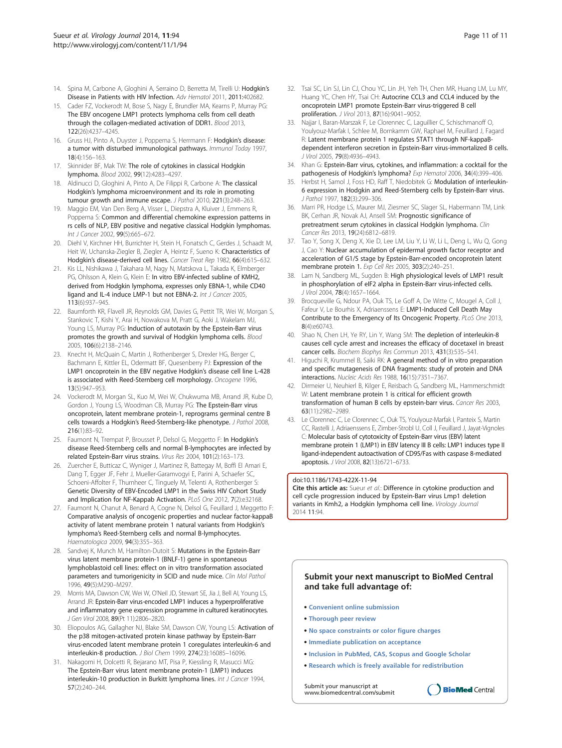14. Spina M, Carbone A, Gloghini A, Serraino D, Berretta M, Tirelli U: **Hodgkin's Disease in Patients with HIV Infection.** *Adv Hematol* 2011, **2011**:402682.
15. Cader FZ, Vockerodt M, Bose S, Nagy E, Brundler MA, Kearns P, Murray PG: **The EBV oncogene LMP1 protects lymphoma cells from cell death through the collagen-mediated activation of DDR1.** *Blood* 2013, **122**(26):4237–4245.
16. Gruss HJ, Pinto A, Duyster J, Poppema S, Herrmann F: **Hodgkin's disease: a tumor with disturbed immunological pathways.** *Immunol Today* 1997, **18**(4):156–163.
17. Skinnider BF, Mak TW: **The role of cytokines in classical Hodgkin lymphoma.** *Blood* 2002, **99**(12):4283–4297.
18. Aldinucci D, Gloghini A, Pinto A, De Filippi R, Carbone A: **The classical Hodgkin's lymphoma microenvironment and its role in promoting tumour growth and immune escape.** *J Pathol* 2010, **221**(3):248–263.
19. Maggio EM, Van Den Berg A, Visser L, Diepstra A, Kluiver J, Emmens R, Poppema S: **Common and differential chemokine expression patterns in rs cells of NLP, EBV positive and negative classical Hodgkin lymphomas.** *Int J Cancer* 2002, **99**(5):665–672.
20. Diehl V, Kirchner HH, Burrichter H, Stein H, Fonatsch C, Gerdes J, Schaadt M, Heit W, Uchanska-Ziegler B, Ziegler A, Heintz F, Sueno K: **Characteristics of Hodgkin's disease-derived cell lines.** *Cancer Treat Rep* 1982, **66**(4):615–632.
21. Kis LL, Nishikawa J, Takahara M, Nagy N, Matskova L, Takada K, Elmberger PG, Ohlsson A, Klein G, Klein E: **In vitro EBV-infected subline of KMH2, derived from Hodgkin lymphoma, expresses only EBNA-1, while CD40 ligand and IL-4 induce LMP-1 but not EBNA-2.** *Int J Cancer* 2005, **113**(6):937–945.
22. Baumforth KR, Flavell JR, Reynolds GM, Davies G, Pettit TR, Wei W, Morgan S, Stankovic T, Kishi Y, Arai H, Nowakova M, Pratt G, Aoki J, Wakelam MJ, Young LS, Murray PG: **Induction of autotaxin by the Epstein-Barr virus promotes the growth and survival of Hodgkin lymphoma cells.** *Blood* 2005, **106**(6):2138–2146.
23. Knecht H, McQuain C, Martin J, Rothenberger S, Drexler HG, Berger C, Bachmann E, Kittler EL, Odermatt BF, Quesenberry PJ: **Expression of the LMP1 oncoprotein in the EBV negative Hodgkin's disease cell line L-428 is associated with Reed-Sternberg cell morphology.** *Oncogene* 1996, **13**(5):947–953.
24. Vockerodt M, Morgan SL, Kuo M, Wei W, Chukwuma MB, Arrand JR, Kube D, Gordon J, Young LS, Woodman CB, Murray PG: **The Epstein-Barr virus oncoprotein, latent membrane protein-1, reprograms germinal centre B cells towards a Hodgkin's Reed-Sternberg-like phenotype.** *J Pathol* 2008, **216**(1):83–92.
25. Faumont N, Trempat P, Brousset P, Delsol G, Meggetto F: **In Hodgkin's disease Reed-Sternberg cells and normal B-lymphocytes are infected by related Epstein-Barr virus strains.** *Virus Res* 2004, **101**(2):163–173.
26. Zuercher E, Butticaz C, Wyniger J, Martinez R, Battegay M, Boffi El Amari E, Dang T, Egger JF, Fehr J, Mueller-Garamvogyi E, Parini A, Schaefer SC, Schoeni-Affolter F, Thurnheer C, Tinguely M, Telenti A, Rothenberger S: **Genetic Diversity of EBV-Encoded LMP1 in the Swiss HIV Cohort Study and Implication for NF-Kappab Activation.** *PLoS One* 2012, **7**(2):e32168.
27. Faumont N, Chanut A, Benard A, Cogne N, Delsol G, Feuillard J, Meggetto F: **Comparative analysis of oncogenic properties and nuclear factor-kappaB activity of latent membrane protein 1 natural variants from Hodgkin's lymphoma's Reed-Sternberg cells and normal B-lymphocytes.** *Haematologica* 2009, **94**(3):355–363.
28. Sandvej K, Munch M, Hamilton-Dutoit S: **Mutations in the Epstein-Barr virus latent membrane protein-1 (BNLF-1) gene in spontaneous lymphoblastoid cell lines: effect on in vitro transformation associated parameters and tumorigenicity in SCID and nude mice.** *Clin Mol Pathol* 1996, **49**(5):M290–M297.
29. Morris MA, Dawson CW, Wei W, O'Neil JD, Stewart SE, Jia J, Bell AI, Young LS, Arrand JR: **Epstein-Barr virus-encoded LMP1 induces a hyperproliferative and inflammatory gene expression programme in cultured keratinocytes.** *J Gen Virol* 2008, **89**(Pt 11):2806–2820.
30. Eliopoulos AG, Gallagher NJ, Blake SM, Dawson CW, Young LS: **Activation of the p38 mitogen-activated protein kinase pathway by Epstein-Barr virus-encoded latent membrane protein 1 coregulates interleukin-6 and interleukin-8 production.** *J Biol Chem* 1999, **274**(23):16085–16096.
31. Nakagomi H, Dolcetti R, Bejarano MT, Pisa P, Kiessling R, Masucci MG: **The Epstein-Barr virus latent membrane protein-1 (LMP1) induces interleukin-10 production in Burkitt lymphoma lines.** *Int J Cancer* 1994, **57**(2):240–244.
32. Tsai SC, Lin SJ, Lin CJ, Chou YC, Lin JH, Yeh TH, Chen MR, Huang LM, Lu MY, Huang YC, Chen HY, Tsai CH: **Autocrine CCL3 and CCL4 induced by the oncoprotein LMP1 promote Epstein-Barr virus-triggered B cell proliferation.** *J Virol* 2013, **87**(16):9041–9052.
33. Najjar I, Baran-Marszak F, Le Clorennec C, Laguillier C, Schischmanoff O, Youlyouz-Marfak I, Schlee M, Bornkamm GW, Raphael M, Feuillard J, Fagard R: **Latent membrane protein 1 regulates STAT1 through NF-kappaB-dependent interferon secretion in Epstein-Barr virus-immortalized B cells.** *J Virol* 2005, **79**(8):4936–4943.
34. Khan G: **Epstein-Barr virus, cytokines, and inflammation: a cocktail for the pathogenesis of Hodgkin's lymphoma?** *Exp Hematol* 2006, **34**(4):399–406.
35. Herbst H, Samol J, Foss HD, Raff T, Niedobitek G: **Modulation of interleukin-6 expression in Hodgkin and Reed-Sternberg cells by Epstein-Barr virus.** *J Pathol* 1997, **182**(3):299–306.
36. Marri PR, Hodge LS, Maurer MJ, Ziesmer SC, Slager SL, Habermann TM, Link BK, Cerhan JR, Novak AJ, Ansell SM: **Prognostic significance of pretreatment serum cytokines in classical Hodgkin lymphoma.** *Clin Cancer Res* 2013, **19**(24):6812–6819.
37. Tao Y, Song X, Deng X, Xie D, Lee LM, Liu Y, Li W, Li L, Deng L, Wu Q, Gong J, Cao Y: **Nuclear accumulation of epidermal growth factor receptor and acceleration of G1/S stage by Epstein-Barr-encoded oncoprotein latent membrane protein 1.** *Exp Cell Res* 2005, **303**(2):240–251.
38. Lam N, Sandberg ML, Sugden B: **High physiological levels of LMP1 result in phosphorylation of eIF2 alpha in Epstein-Barr virus-infected cells.** *J Virol* 2004, **78**(4):1657–1664.
39. Brocqueville G, Ndour PA, Ouk TS, Le Goff A, De Witte C, Mougel A, Coll J, Fafeur V, Le Bourhis X, Adriaenssens E: **LMP1-Induced Cell Death May Contribute to the Emergency of Its Oncogenic Property.** *PLoS One* 2013, **8**(4):e60743.
40. Shao N, Chen LH, Ye RY, Lin Y, Wang SM: **The depletion of interleukin-8 causes cell cycle arrest and increases the efficacy of docetaxel in breast cancer cells.** *Biochem Biophys Res Commun* 2013, **431**(3):535–541.
41. Higuchi R, Krummel B, Saiki RK: **A general method of in vitro preparation and specific mutagenesis of DNA fragments: study of protein and DNA interactions.** *Nucleic Acids Res* 1988, **16**(15):7351–7367.
42. Dirmeier U, Neuhierl B, Kilger E, Reisbach G, Sandberg ML, Hammerschmidt W: **Latent membrane protein 1 is critical for efficient growth transformation of human B cells by epstein-barr virus.** *Cancer Res* 2003, **63**(11):2982–2989.
43. Le Clorennec C, Le Clorennec C, Ouk TS, Youlyouz-Marfak I, Panteix S, Martin CC, Rastelli J, Adriaenssens E, Zimber-Strobl U, Coll J, Feuillard J, Jayat-Vignoles C: **Molecular basis of cytotoxicity of Epstein-Barr virus (EBV) latent membrane protein 1 (LMP1) in EBV latency III B cells: LMP1 induces type II ligand-independent autoactivation of CD95/Fas with caspase 8-mediated apoptosis.** *J Virol* 2008, **82**(13):6721–6733.

doi:10.1186/1743-422X-11-94

**Cite this article as:** Sueur *et al.*: Difference in cytokine production and cell cycle progression induced by Epstein-Barr virus Lmp1 deletion variants in Kmh2, a Hodgkin lymphoma cell line. *Virology Journal* 2014 **11**:94.

**Submit your next manuscript to BioMed Central and take full advantage of:**

- Convenient online submission
- Thorough peer review
- No space constraints or color figure charges
- Immediate publication on acceptance
- Inclusion in PubMed, CAS, Scopus and Google Scholar
- Research which is freely available for redistribution

Submit your manuscript at
www.biomedcentral.com/submit

BioMed Central